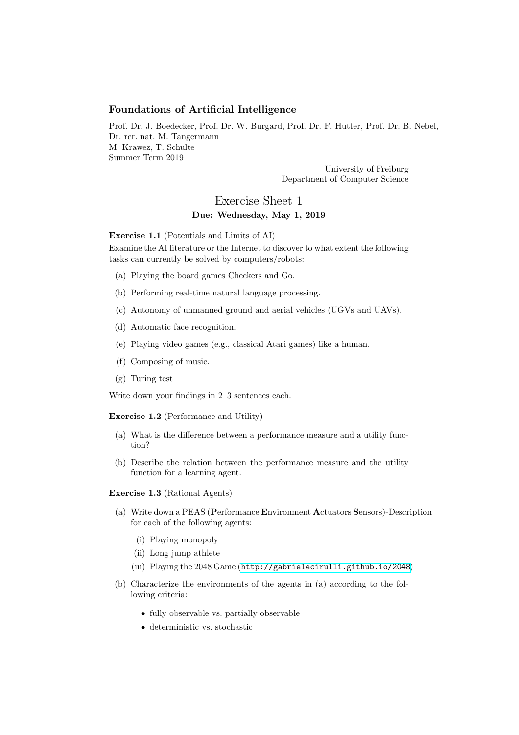## Foundations of Artificial Intelligence

Prof. Dr. J. Boedecker, Prof. Dr. W. Burgard, Prof. Dr. F. Hutter, Prof. Dr. B. Nebel,
Dr. rer. nat. M. Tangermann
M. Krawez, T. Schulte
Summer Term 2019

University of Freiburg
Department of Computer Science

# Exercise Sheet 1

**Due: Wednesday, May 1, 2019**

**Exercise 1.1** (Potentials and Limits of AI)
Examine the AI literature or the Internet to discover to what extent the following tasks can currently be solved by computers/robots:

(a) Playing the board games Checkers and Go.

(b) Performing real-time natural language processing.

(c) Autonomy of unmanned ground and aerial vehicles (UGVs and UAVs).

(d) Automatic face recognition.

(e) Playing video games (e.g., classical Atari games) like a human.

(f) Composing of music.

(g) Turing test

Write down your findings in 2–3 sentences each.

**Exercise 1.2** (Performance and Utility)

(a) What is the difference between a performance measure and a utility function?

(b) Describe the relation between the performance measure and the utility function for a learning agent.

**Exercise 1.3** (Rational Agents)

(a) Write down a PEAS (**P**erformance **E**nvironment **A**ctuators **S**ensors)-Description for each of the following agents:

   (i) Playing monopoly

   (ii) Long jump athlete

   (iii) Playing the 2048 Game (http://gabrielecirulli.github.io/2048)

(b) Characterize the environments of the agents in (a) according to the following criteria:

   - fully observable vs. partially observable
   - deterministic vs. stochastic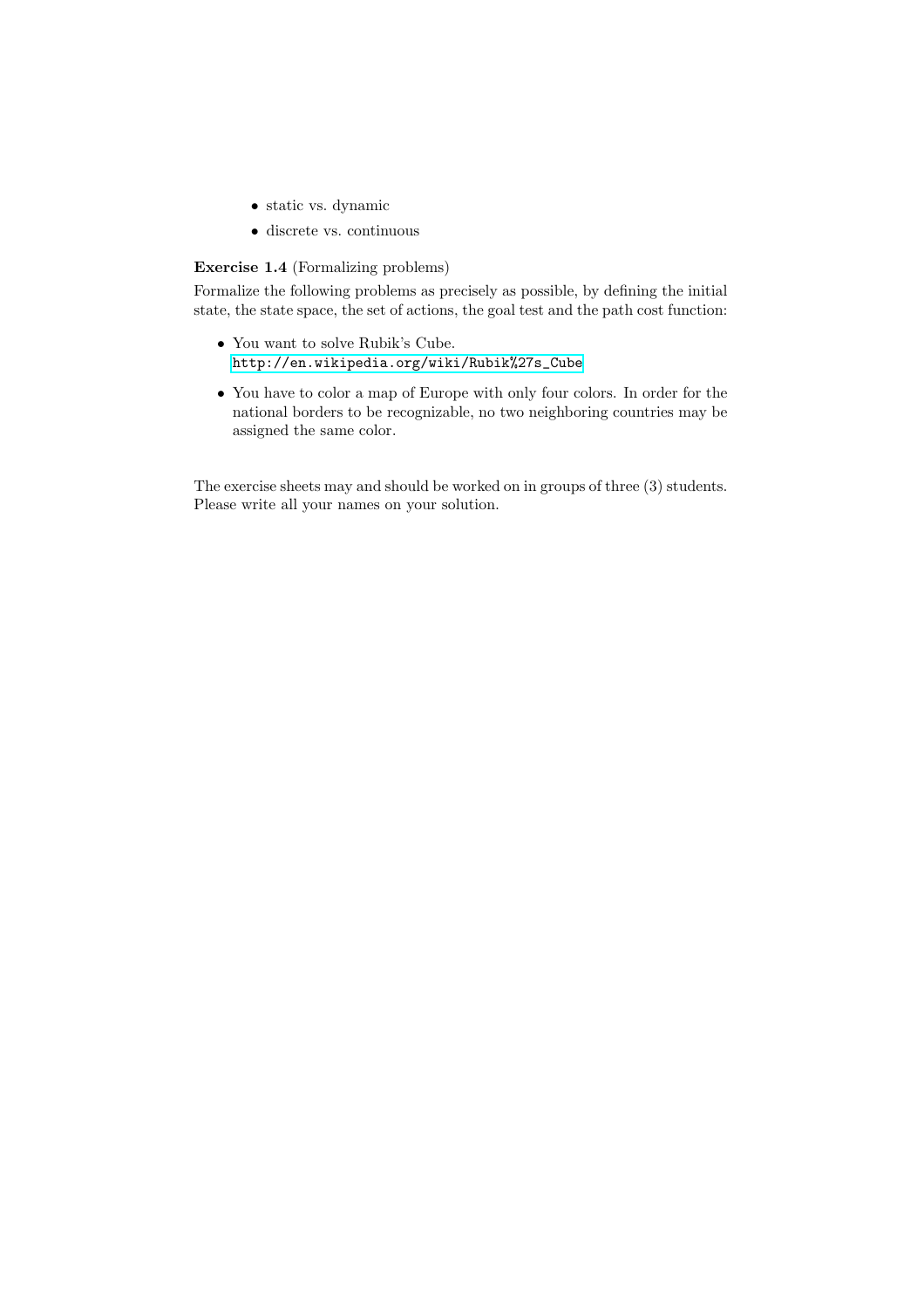- static vs. dynamic
- discrete vs. continuous

**Exercise 1.4** (Formalizing problems)

Formalize the following problems as precisely as possible, by defining the initial state, the state space, the set of actions, the goal test and the path cost function:

- You want to solve Rubik's Cube.
  http://en.wikipedia.org/wiki/Rubik%27s_Cube
- You have to color a map of Europe with only four colors. In order for the national borders to be recognizable, no two neighboring countries may be assigned the same color.

The exercise sheets may and should be worked on in groups of three (3) students. Please write all your names on your solution.